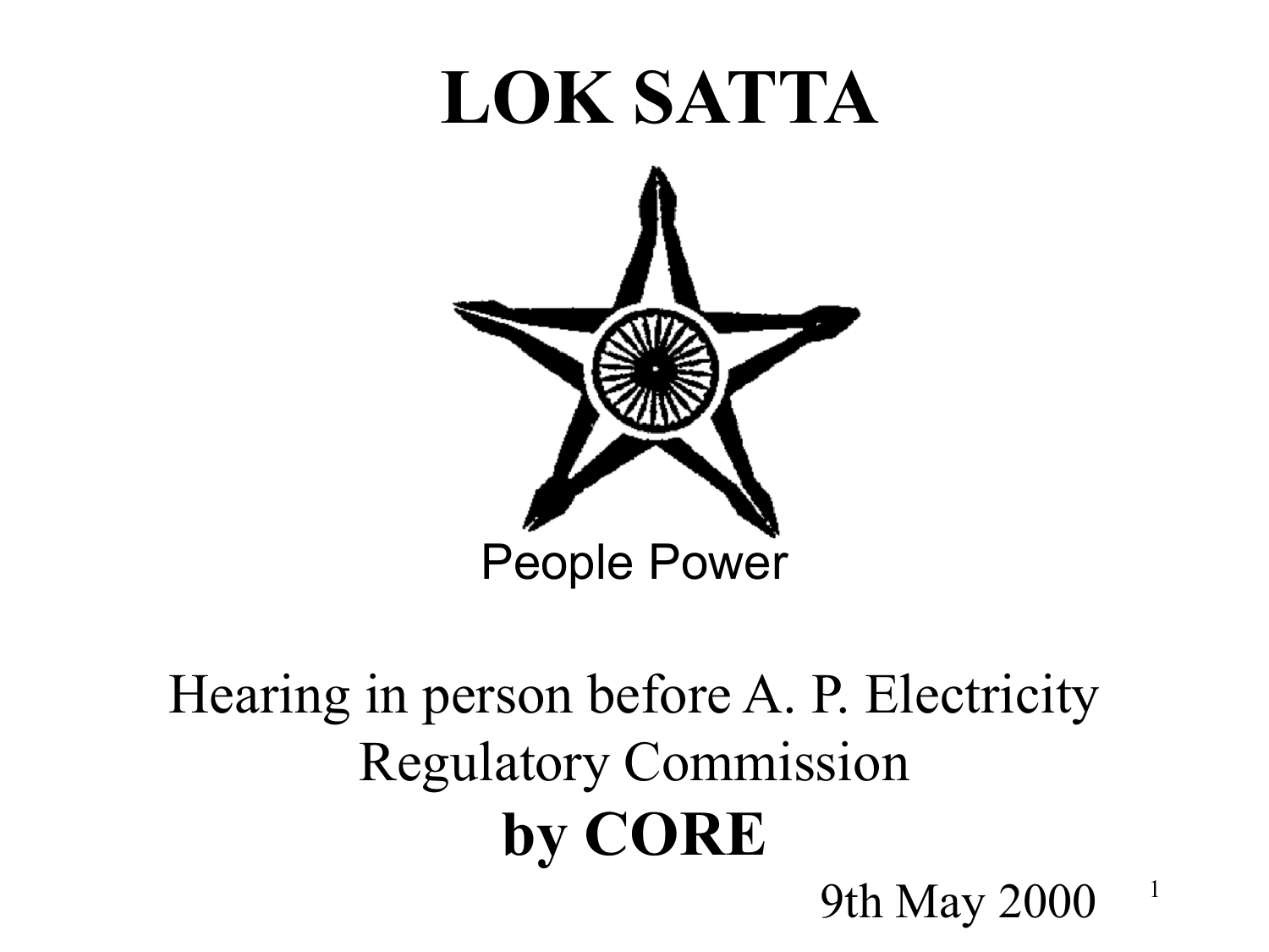# LOK SATTA

People Power

Hearing in person before A. P. Electricity Regulatory Commission

**by CORE**

9th May 2000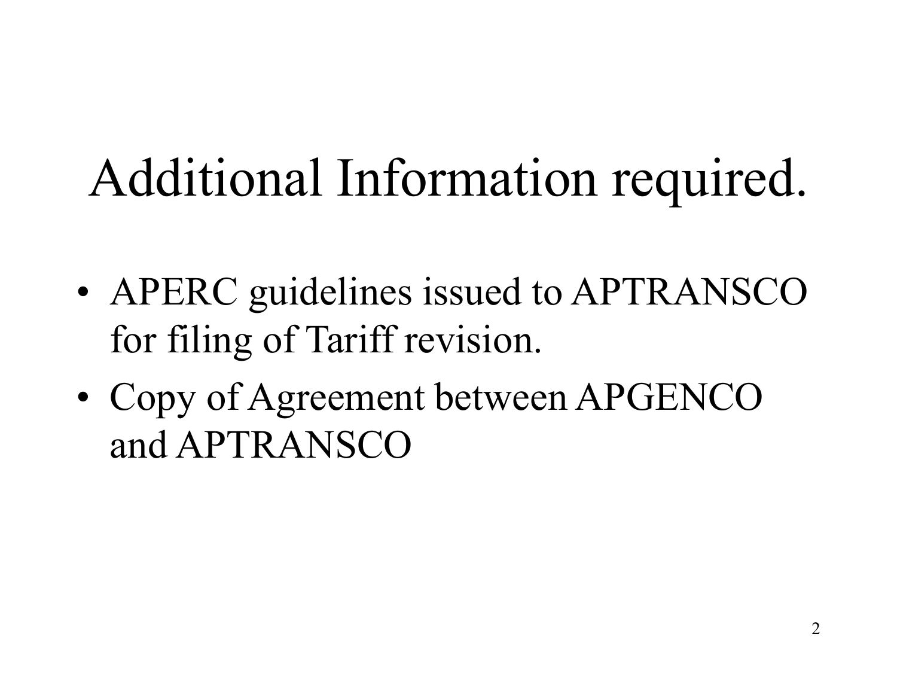# Additional Information required.

- APERC guidelines issued to APTRANSCO for filing of Tariff revision.
- Copy of Agreement between APGENCO and APTRANSCO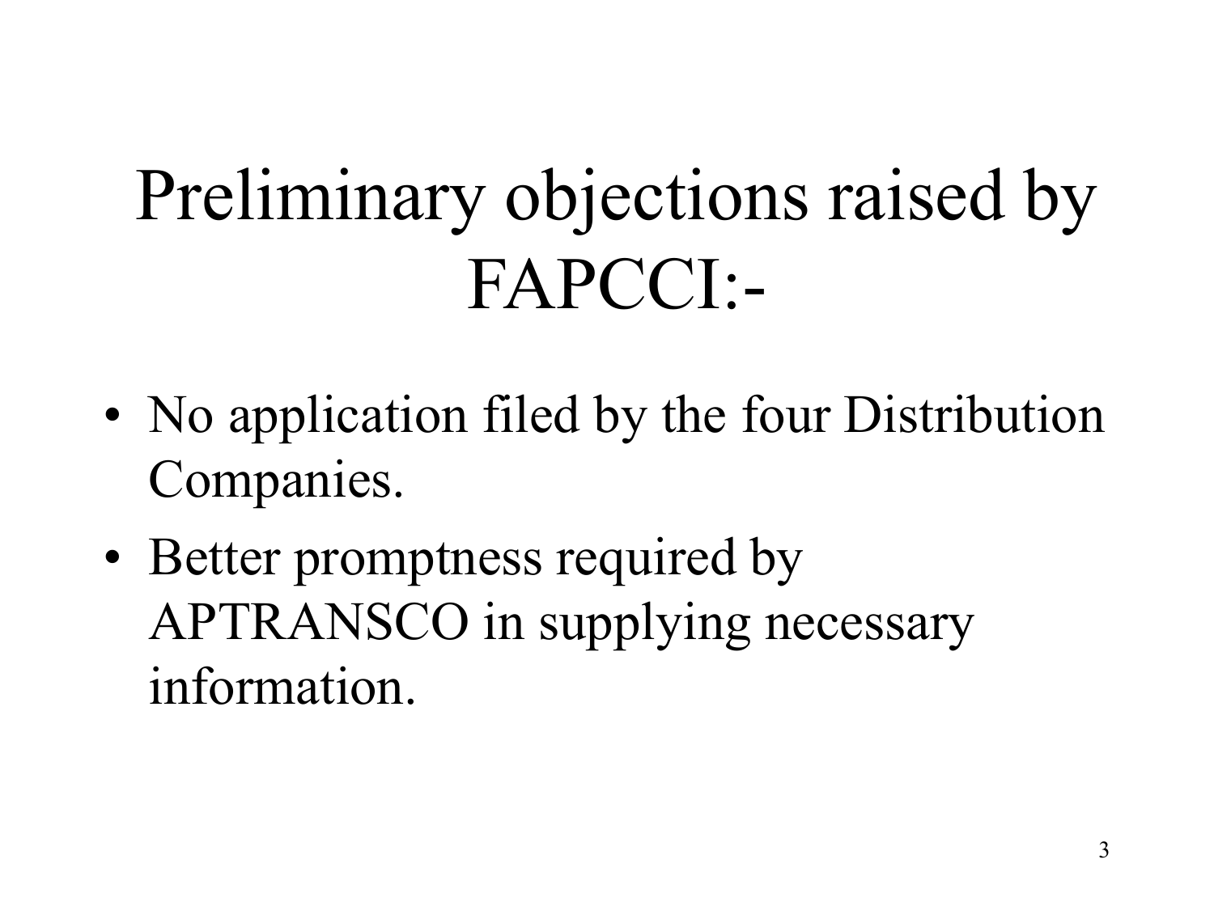# Preliminary objections raised by FAPCCI:-

- No application filed by the four Distribution Companies.
- Better promptness required by APTRANSCO in supplying necessary information.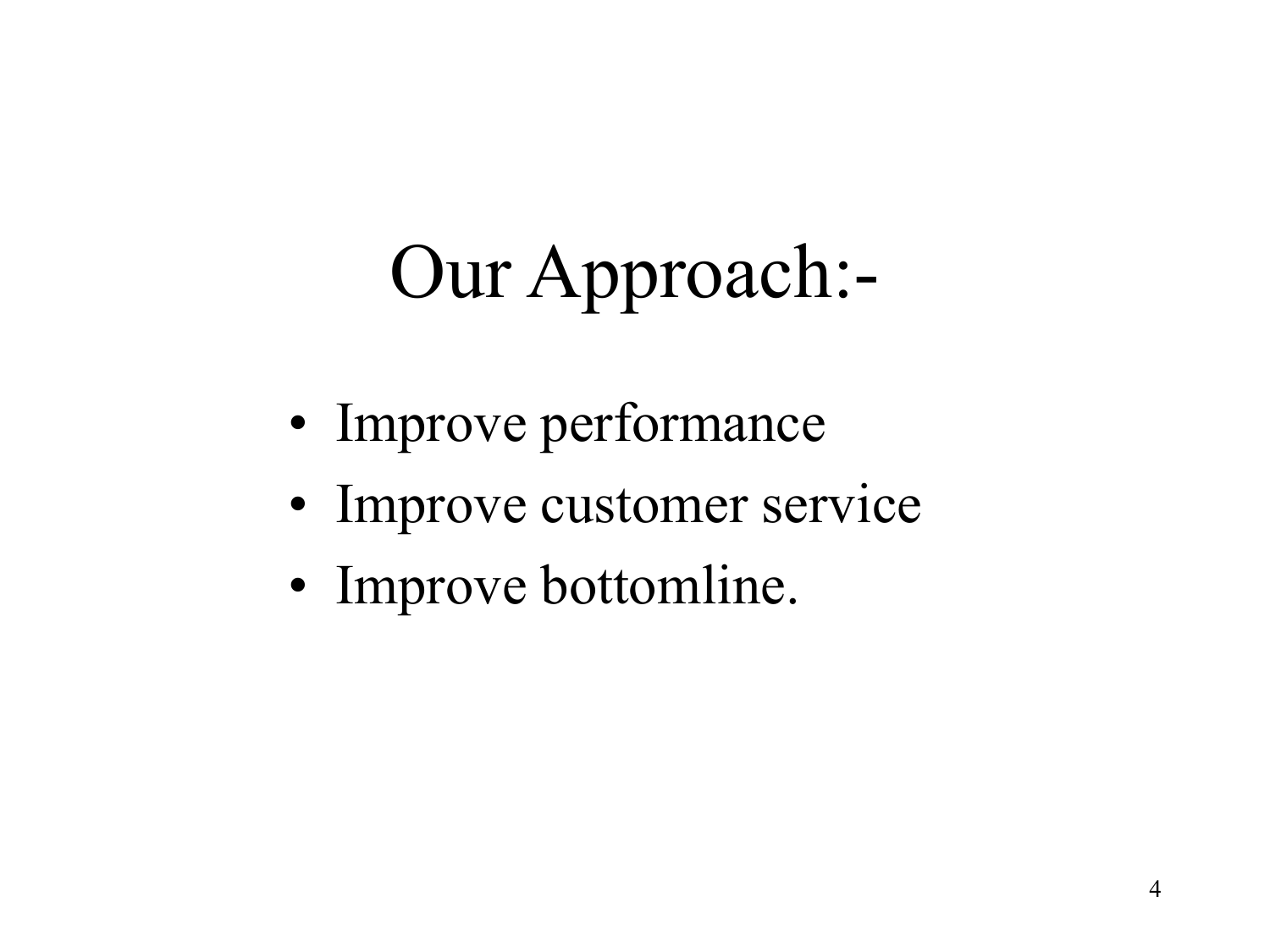# Our Approach:-

- Improve performance
- Improve customer service
- Improve bottomline.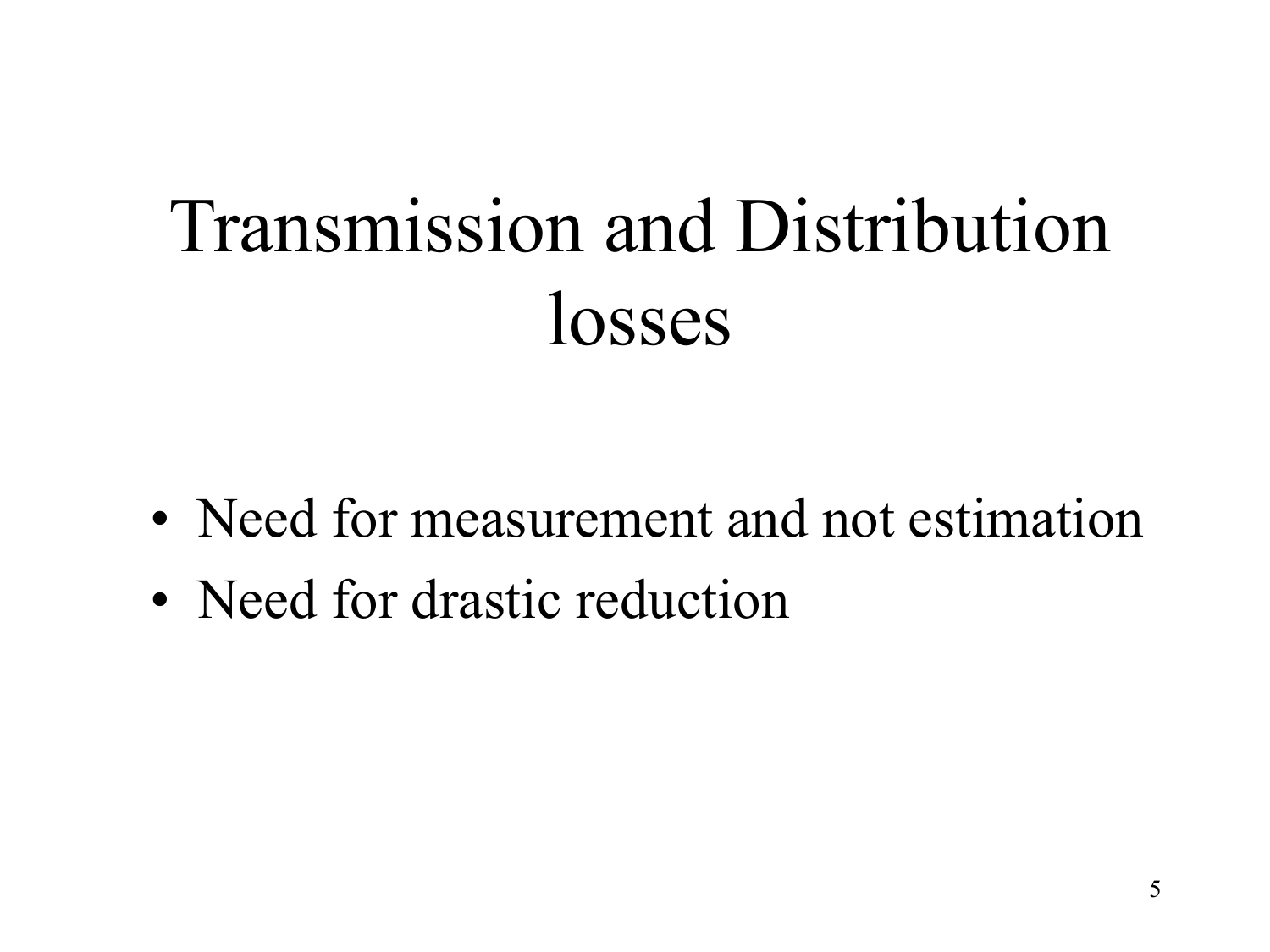# Transmission and Distribution losses

- Need for measurement and not estimation
- Need for drastic reduction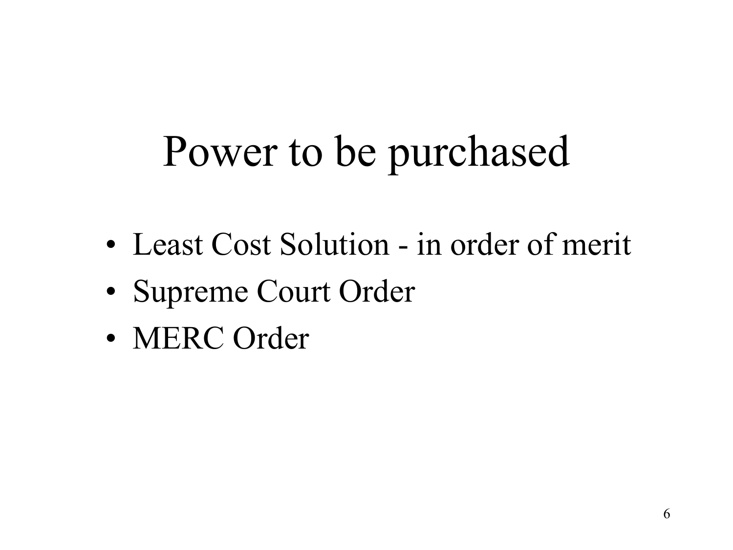# Power to be purchased

- Least Cost Solution - in order of merit
- Supreme Court Order
- MERC Order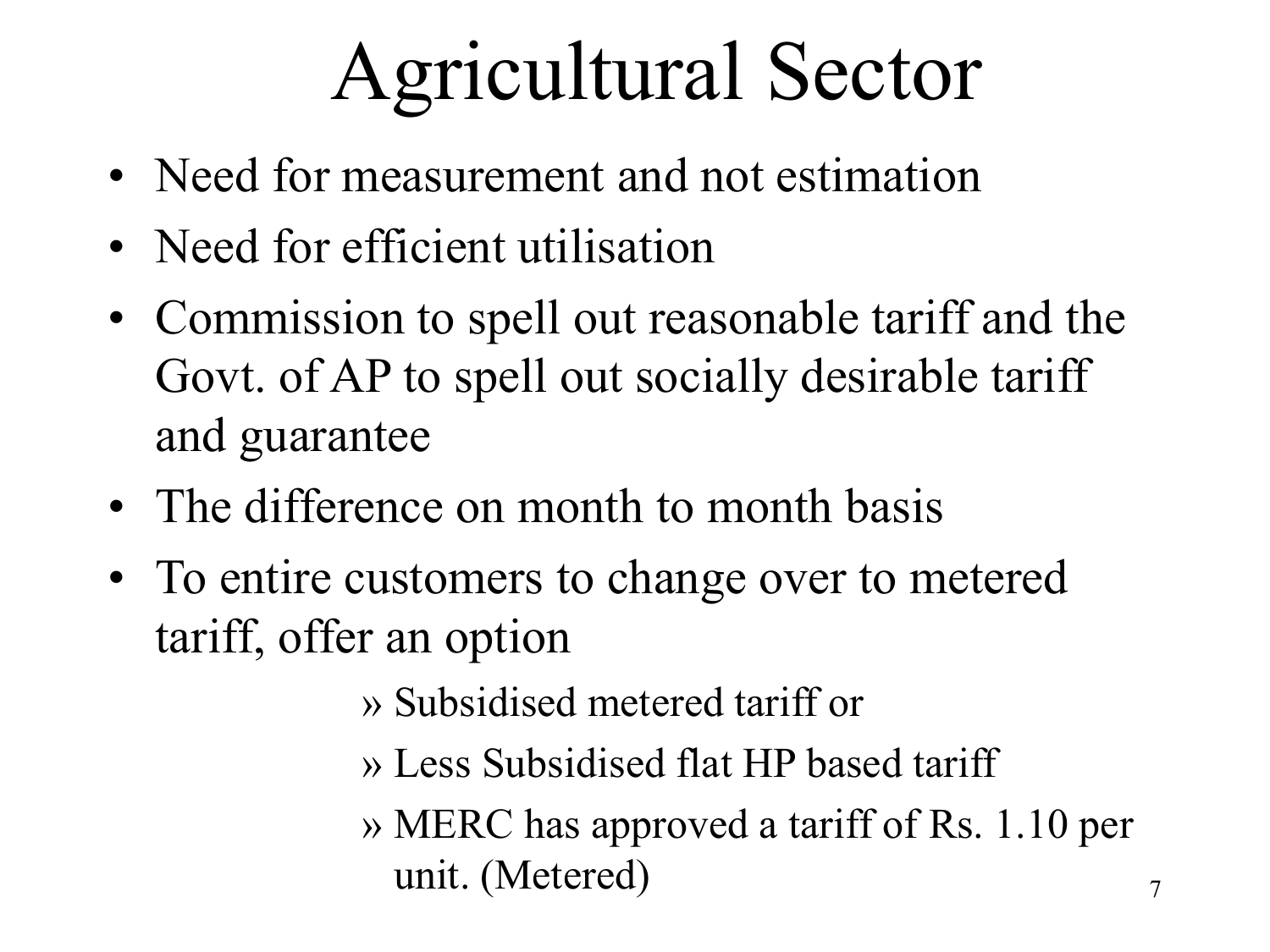# Agricultural Sector

- Need for measurement and not estimation
- Need for efficient utilisation
- Commission to spell out reasonable tariff and the Govt. of AP to spell out socially desirable tariff and guarantee
- The difference on month to month basis
- To entire customers to change over to metered tariff, offer an option
    - » Subsidised metered tariff or
    - » Less Subsidised flat HP based tariff
    - » MERC has approved a tariff of Rs. 1.10 per unit. (Metered)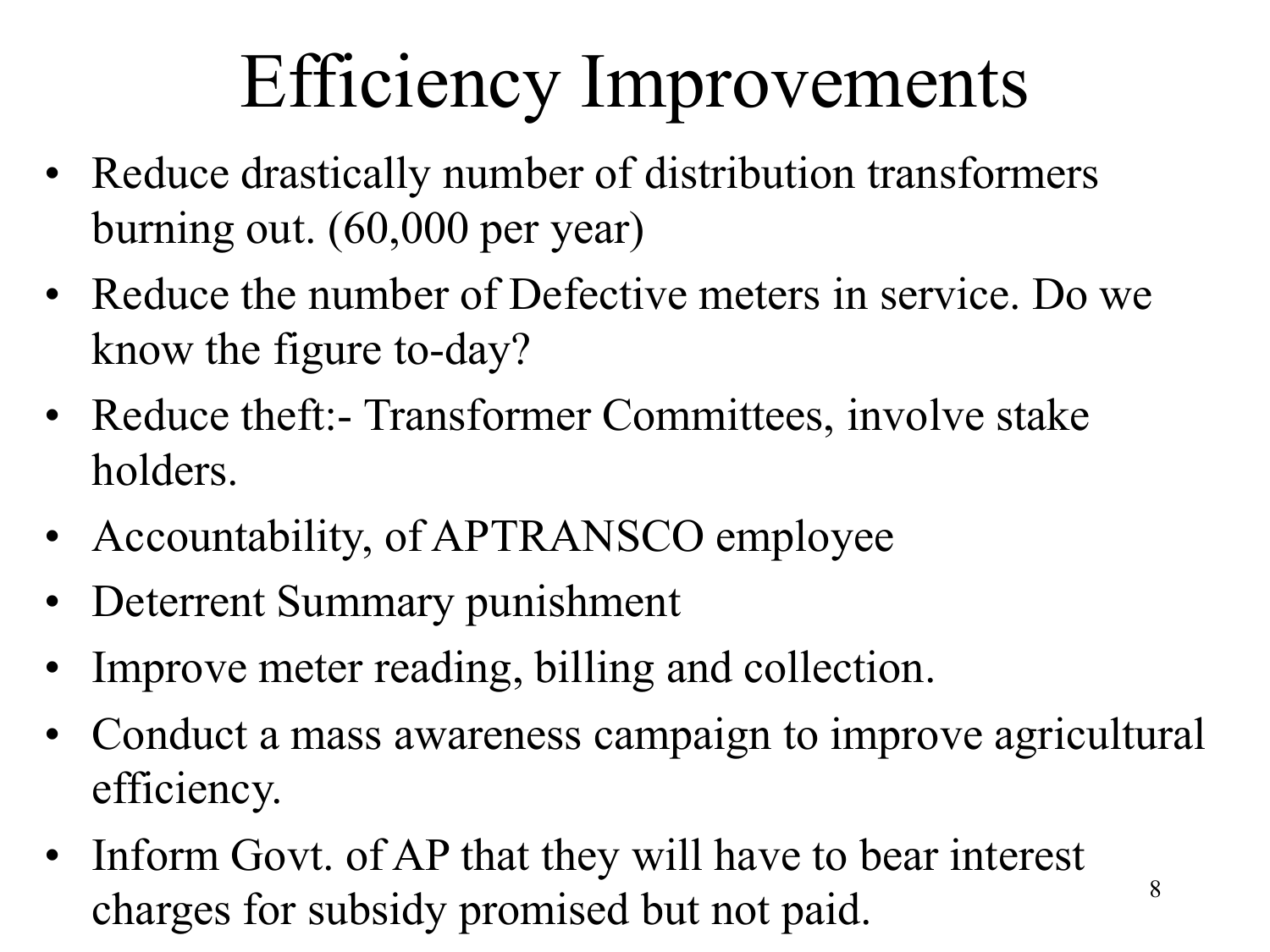# Efficiency Improvements

- Reduce drastically number of distribution transformers burning out. (60,000 per year)
- Reduce the number of Defective meters in service. Do we know the figure to-day?
- Reduce theft:- Transformer Committees, involve stake holders.
- Accountability, of APTRANSCO employee
- Deterrent Summary punishment
- Improve meter reading, billing and collection.
- Conduct a mass awareness campaign to improve agricultural efficiency.
- Inform Govt. of AP that they will have to bear interest charges for subsidy promised but not paid.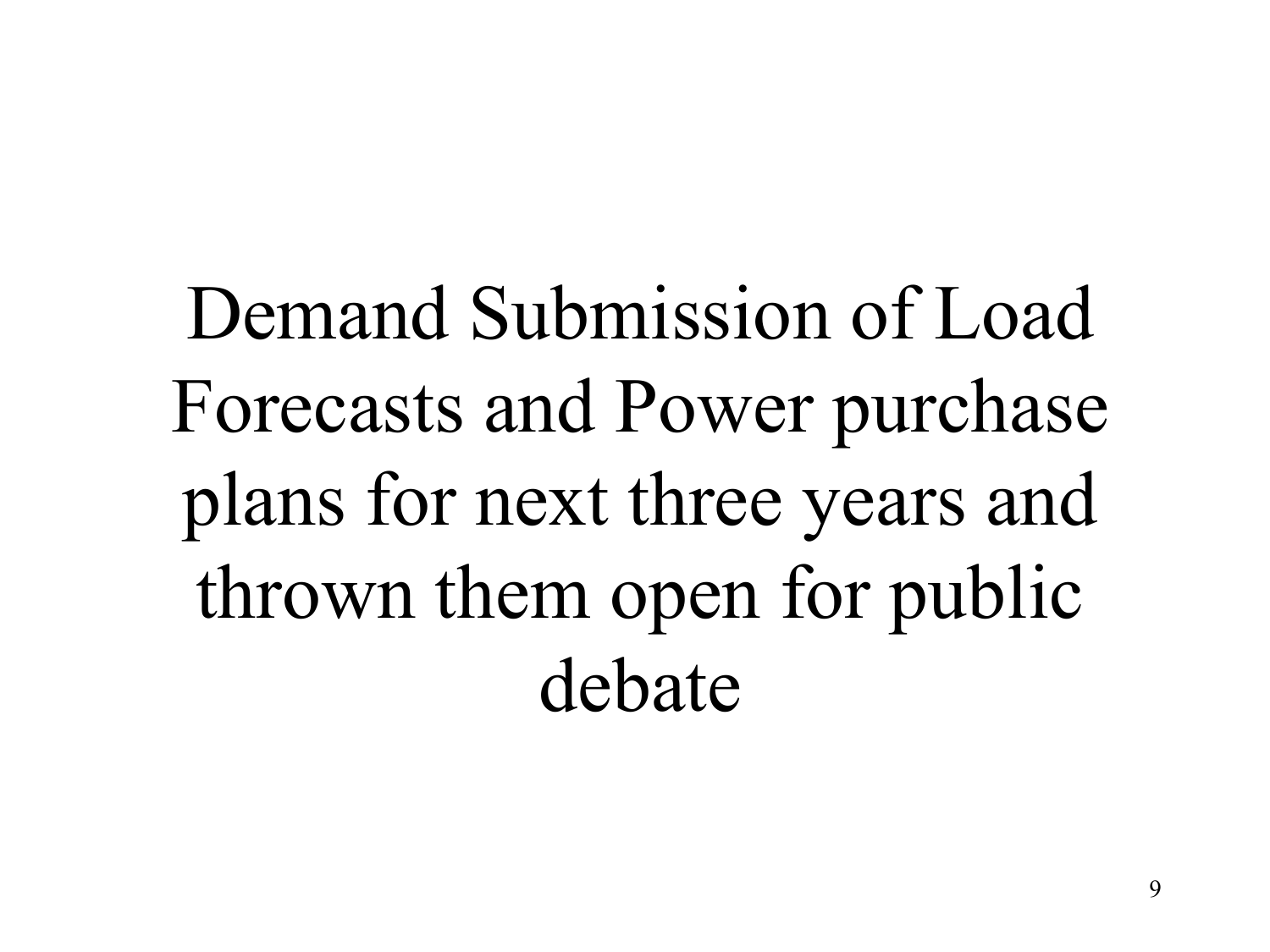Demand Submission of Load Forecasts and Power purchase plans for next three years and thrown them open for public debate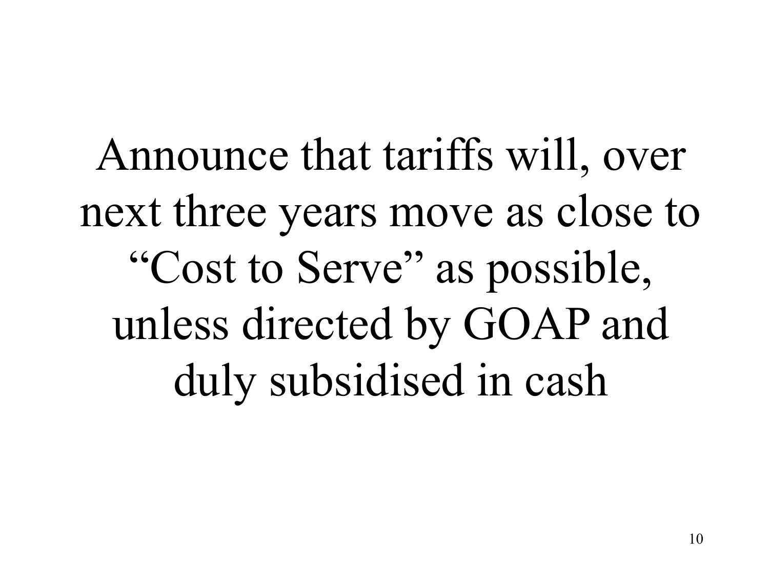Announce that tariffs will, over next three years move as close to "Cost to Serve" as possible, unless directed by GOAP and duly subsidised in cash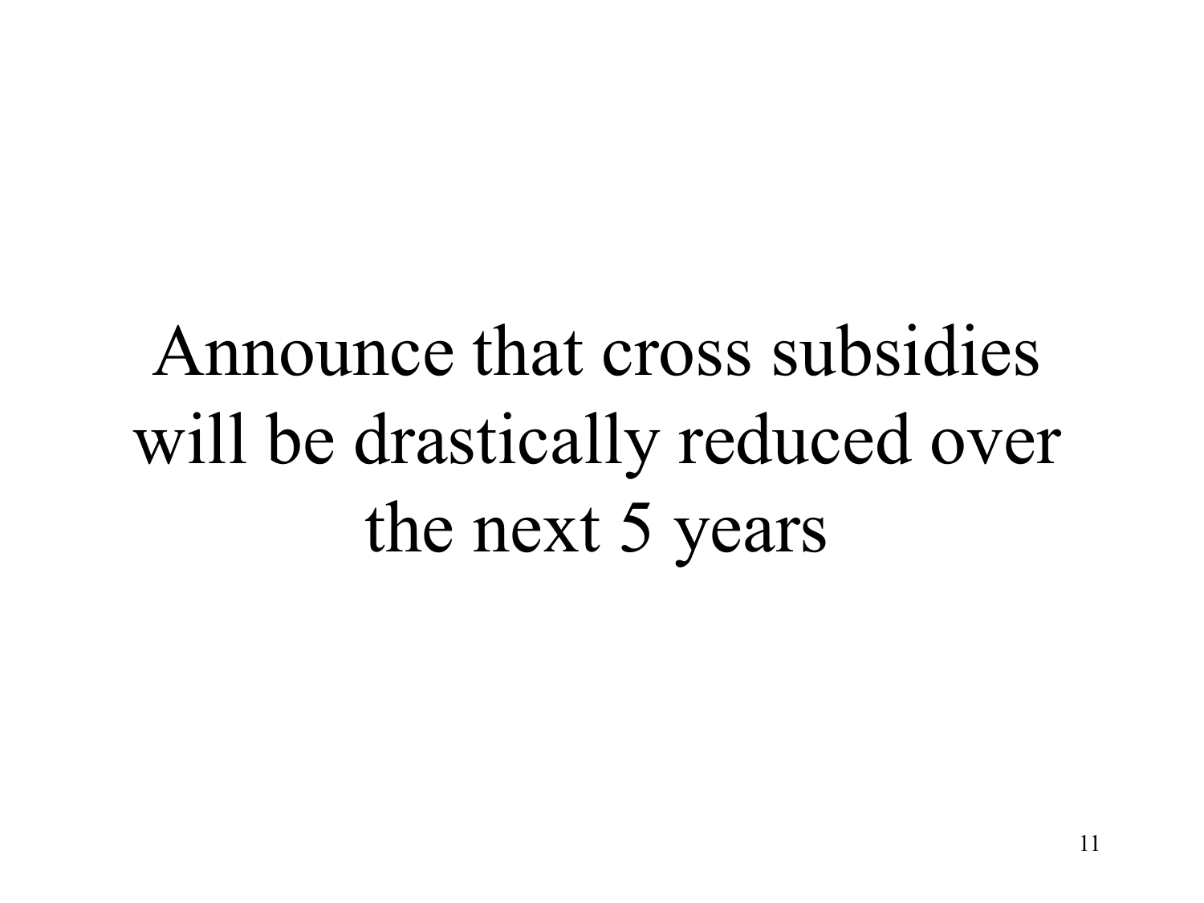Announce that cross subsidies will be drastically reduced over the next 5 years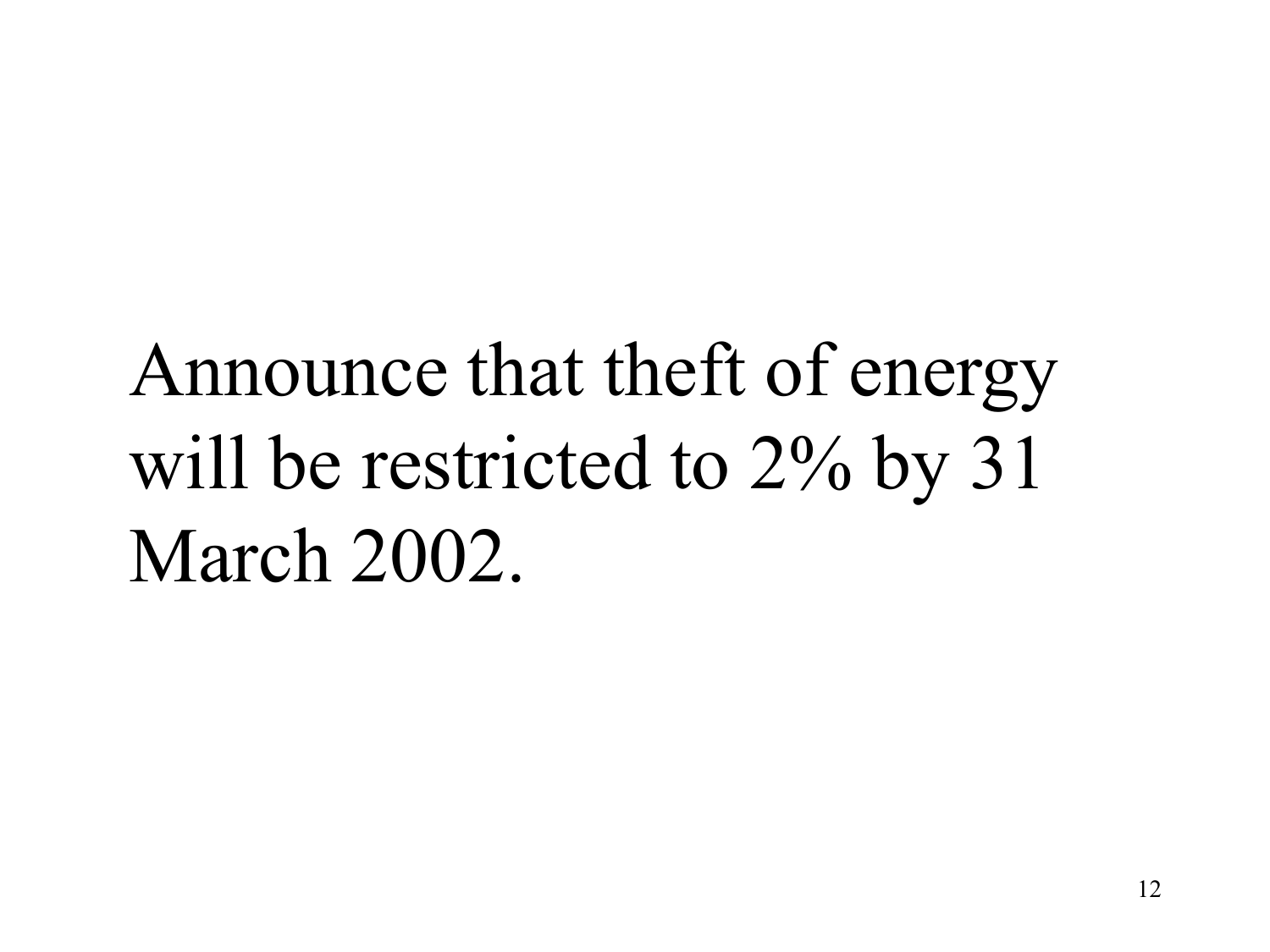Announce that theft of energy will be restricted to 2% by 31 March 2002.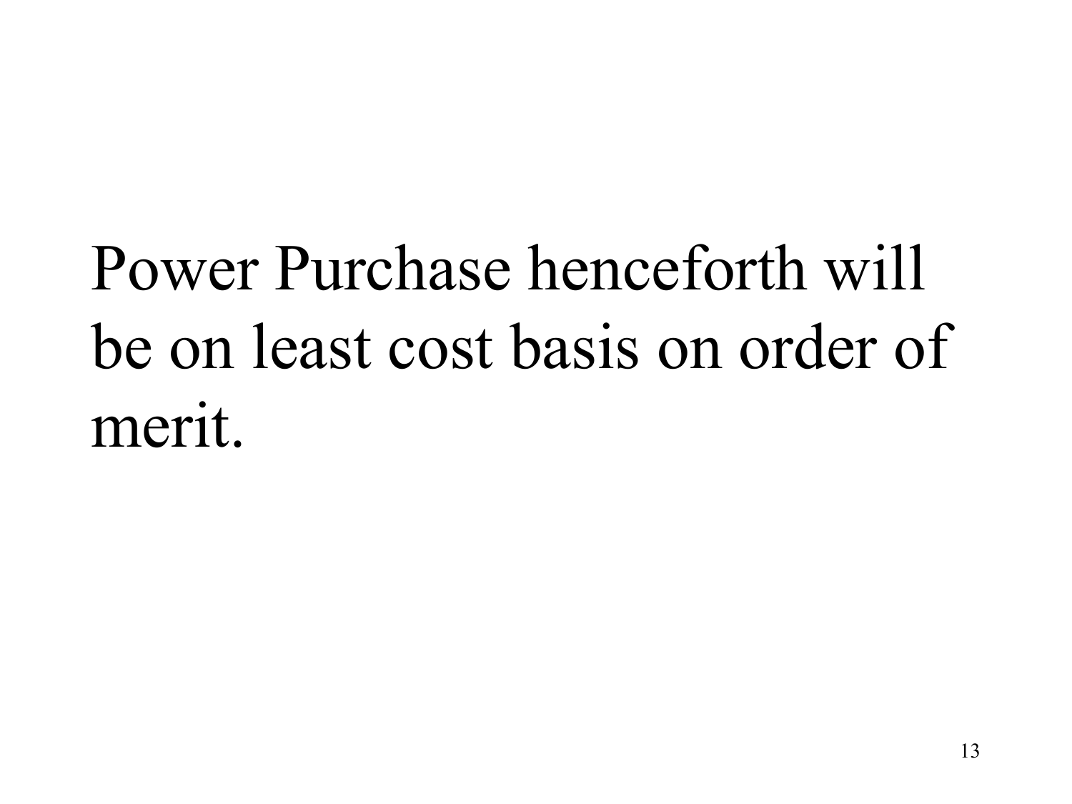Power Purchase henceforth will be on least cost basis on order of merit.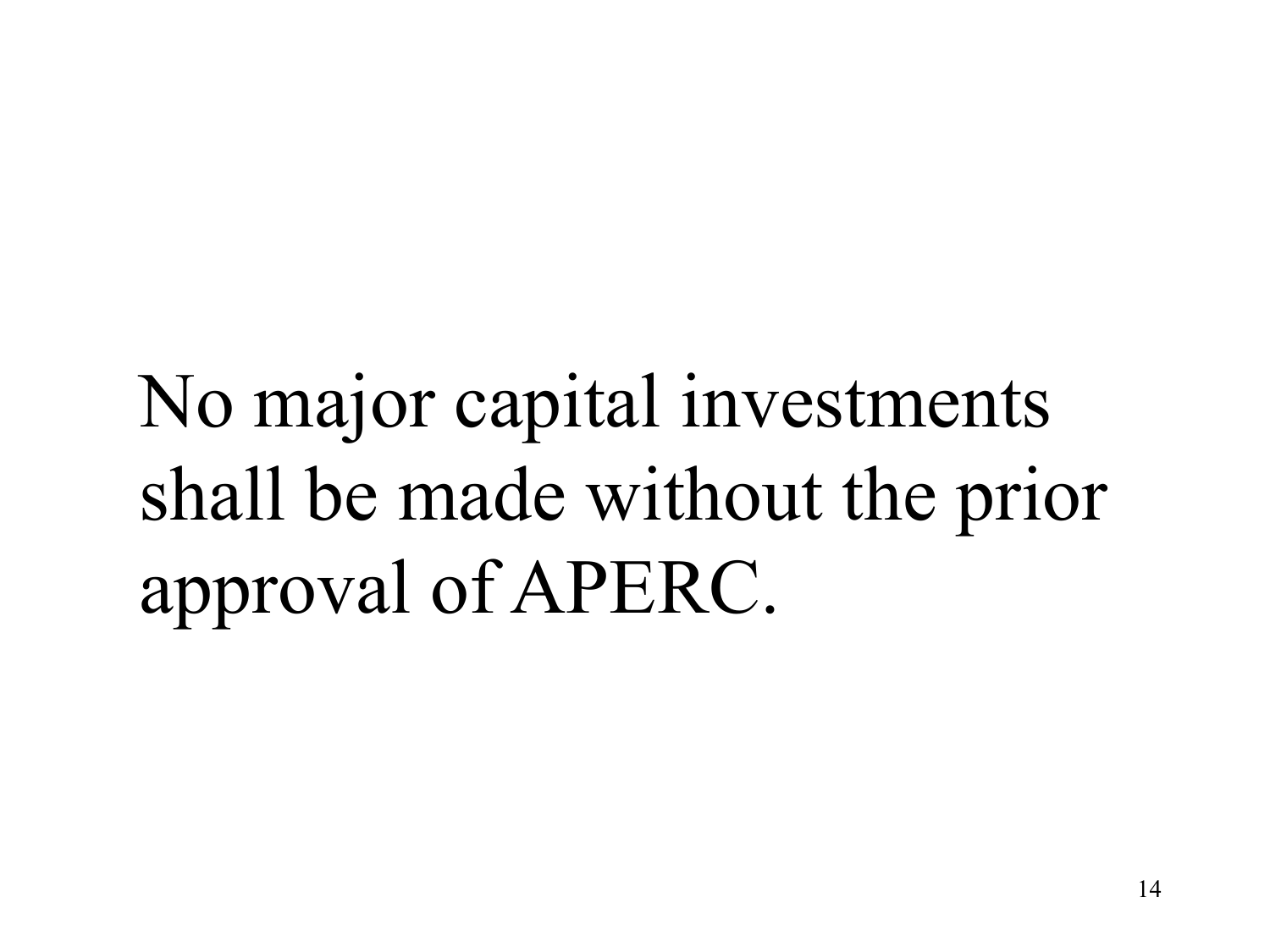No major capital investments shall be made without the prior approval of APERC.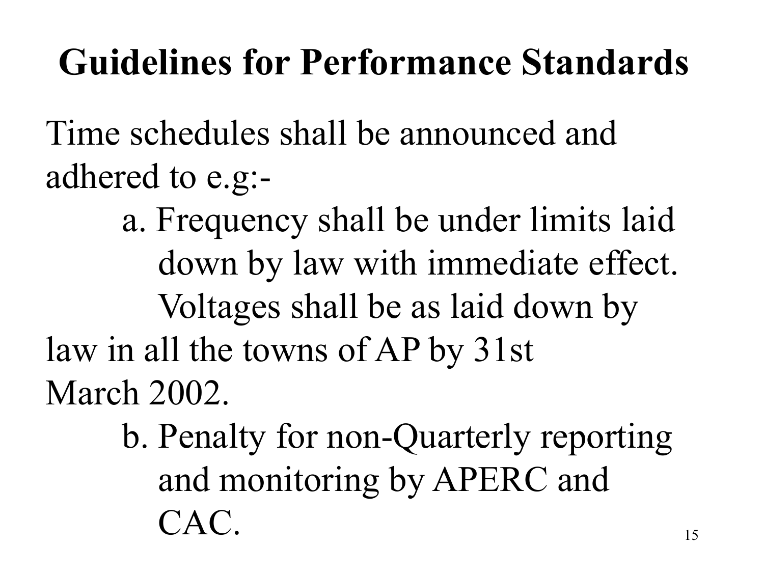# Guidelines for Performance Standards

Time schedules shall be announced and adhered to e.g:-

a. Frequency shall be under limits laid down by law with immediate effect. Voltages shall be as laid down by law in all the towns of AP by 31st March 2002.

b. Penalty for non-Quarterly reporting and monitoring by APERC and CAC.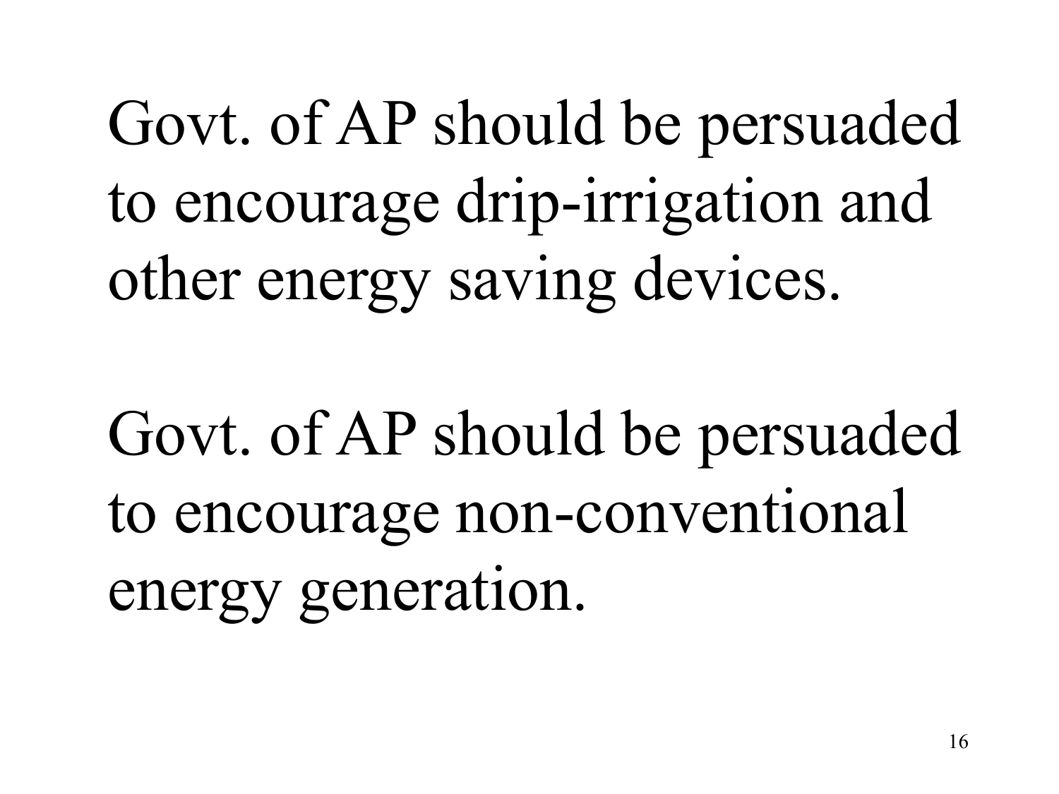Govt. of AP should be persuaded to encourage drip-irrigation and other energy saving devices.

Govt. of AP should be persuaded to encourage non-conventional energy generation.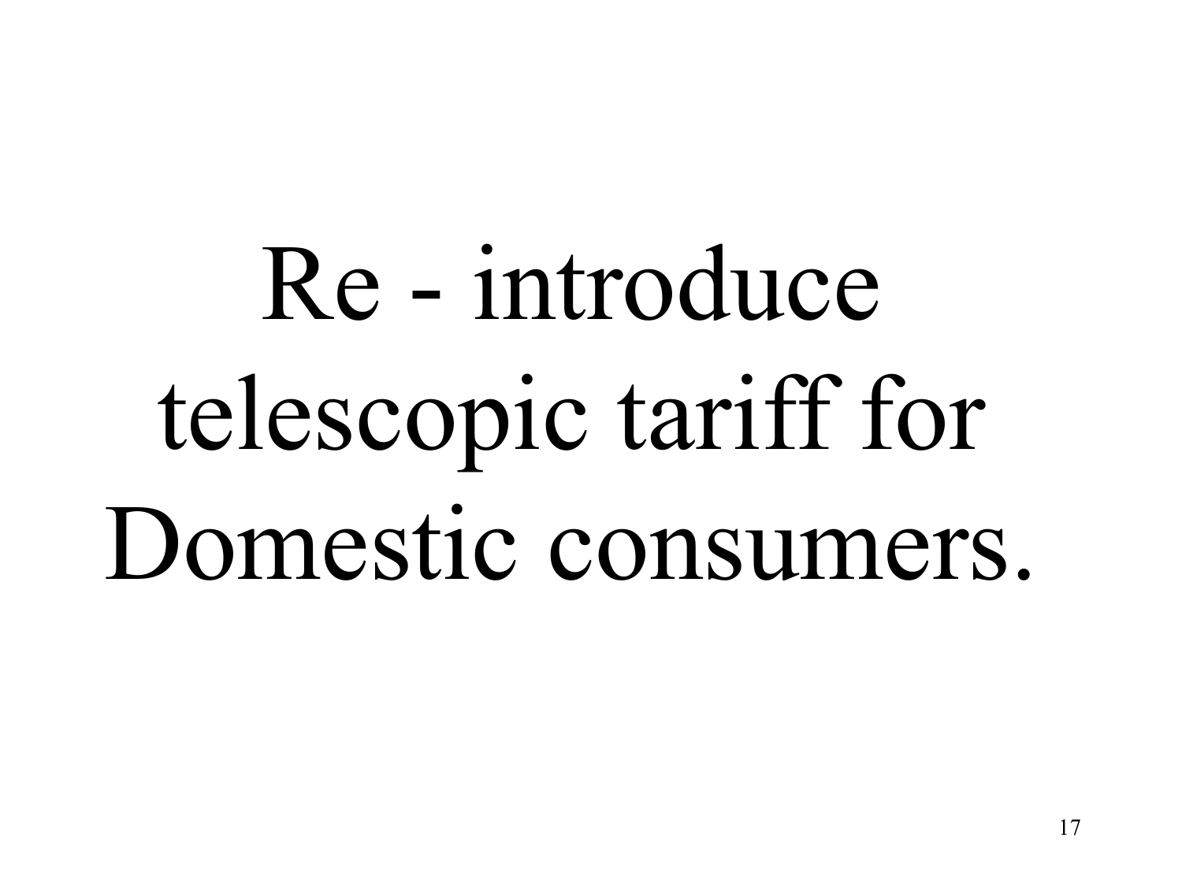# Re - introduce telescopic tariff for Domestic consumers.